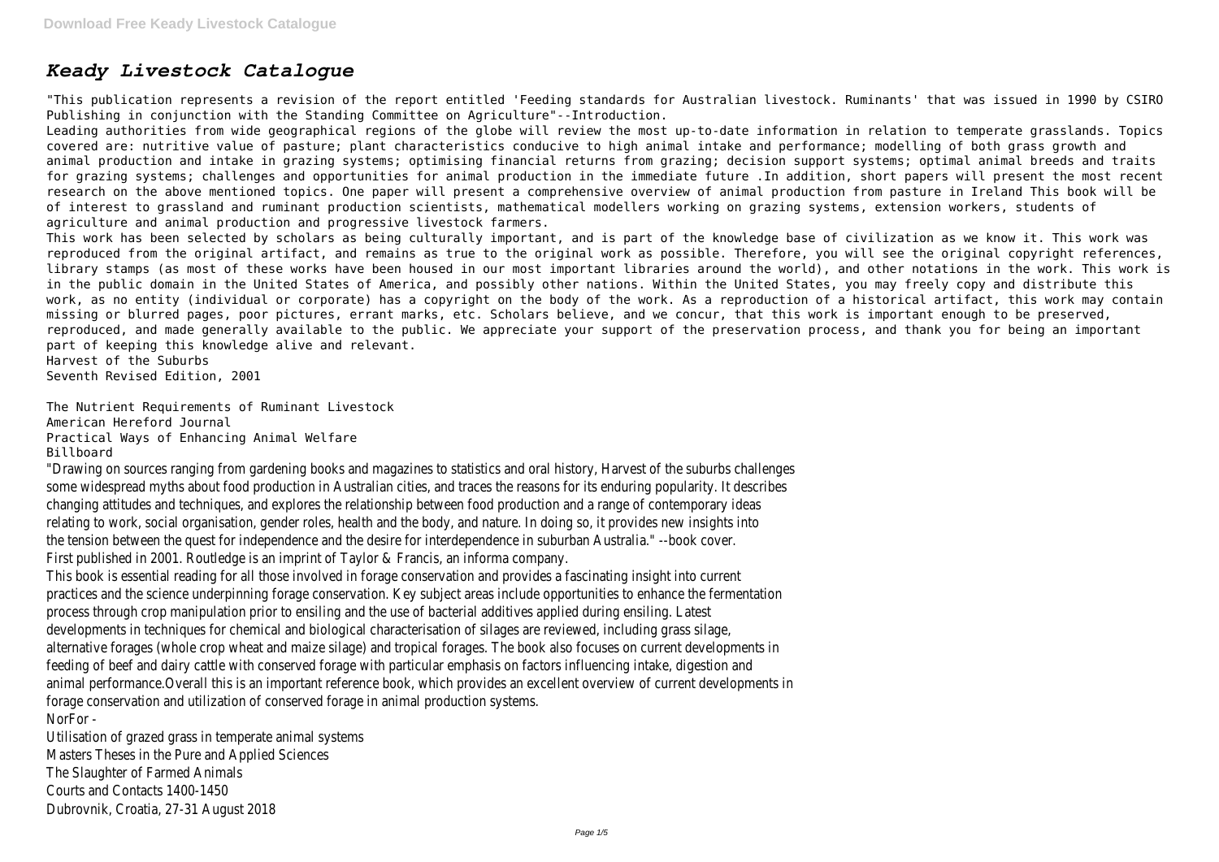# *Keady Livestock Catalogue*

"This publication represents a revision of the report entitled 'Feeding standards for Australian livestock. Ruminants' that was issued in 1990 by CSIRO Publishing in conjunction with the Standing Committee on Agriculture"--Introduction.

Leading authorities from wide geographical regions of the globe will review the most up-to-date information in relation to temperate grasslands. Topics covered are: nutritive value of pasture; plant characteristics conducive to high animal intake and performance; modelling of both grass growth and animal production and intake in grazing systems; optimising financial returns from grazing; decision support systems; optimal animal breeds and traits for grazing systems; challenges and opportunities for animal production in the immediate future .In addition, short papers will present the most recent research on the above mentioned topics. One paper will present a comprehensive overview of animal production from pasture in Ireland This book will be of interest to grassland and ruminant production scientists, mathematical modellers working on grazing systems, extension workers, students of agriculture and animal production and progressive livestock farmers.

This work has been selected by scholars as being culturally important, and is part of the knowledge base of civilization as we know it. This work was reproduced from the original artifact, and remains as true to the original work as possible. Therefore, you will see the original copyright references, library stamps (as most of these works have been housed in our most important libraries around the world), and other notations in the work. This work is in the public domain in the United States of America, and possibly other nations. Within the United States, you may freely copy and distribute this work, as no entity (individual or corporate) has a copyright on the body of the work. As a reproduction of a historical artifact, this work may contain missing or blurred pages, poor pictures, errant marks, etc. Scholars believe, and we concur, that this work is important enough to be preserved, reproduced, and made generally available to the public. We appreciate your support of the preservation process, and thank you for being an important part of keeping this knowledge alive and relevant.

Harvest of the Suburbs

Seventh Revised Edition, 2001

The Nutrient Requirements of Ruminant Livestock

American Hereford Journal

Practical Ways of Enhancing Animal Welfare

Billboard

"Drawing on sources ranging from gardening books and magazines to statistics and oral history, Harvest of the suburbs challenges some widespread myths about food production in Australian cities, and traces the reasons for its enduring popularity. It describes changing attitudes and techniques, and explores the relationship between food production and a range of contemporary ideas relating to work, social organisation, gender roles, health and the body, and nature. In doing so, it provides new insights into the tension between the quest for independence and the desire for interdependence in suburban Australia." --book cover.

First published in 2001. Routledge is an imprint of Taylor & Francis, an informa company.

This book is essential reading for all those involved in forage conservation and provides a fascinating insight into current practices and the science underpinning forage conservation. Key subject areas include opportunities to enhance the fermentation process through crop manipulation prior to ensiling and the use of bacterial additives applied during ensiling. Latest developments in techniques for chemical and biological characterisation of silages are reviewed, including grass silage, alternative forages (whole crop wheat and maize silage) and tropical forages. The book also focuses on current developments in feeding of beef and dairy cattle with conserved forage with particular emphasis on factors influencing intake, digestion and animal performance.Overall this is an important reference book, which provides an excellent overview of current developments in forage conservation and utilization of conserved forage in animal production systems.

NorFor -

Utilisation of grazed grass in temperate animal systems

Masters Theses in the Pure and Applied Sciences

The Slaughter of Farmed Animals

Courts and Contacts 1400-1450

Dubrovnik, Croatia, 27-31 August 2018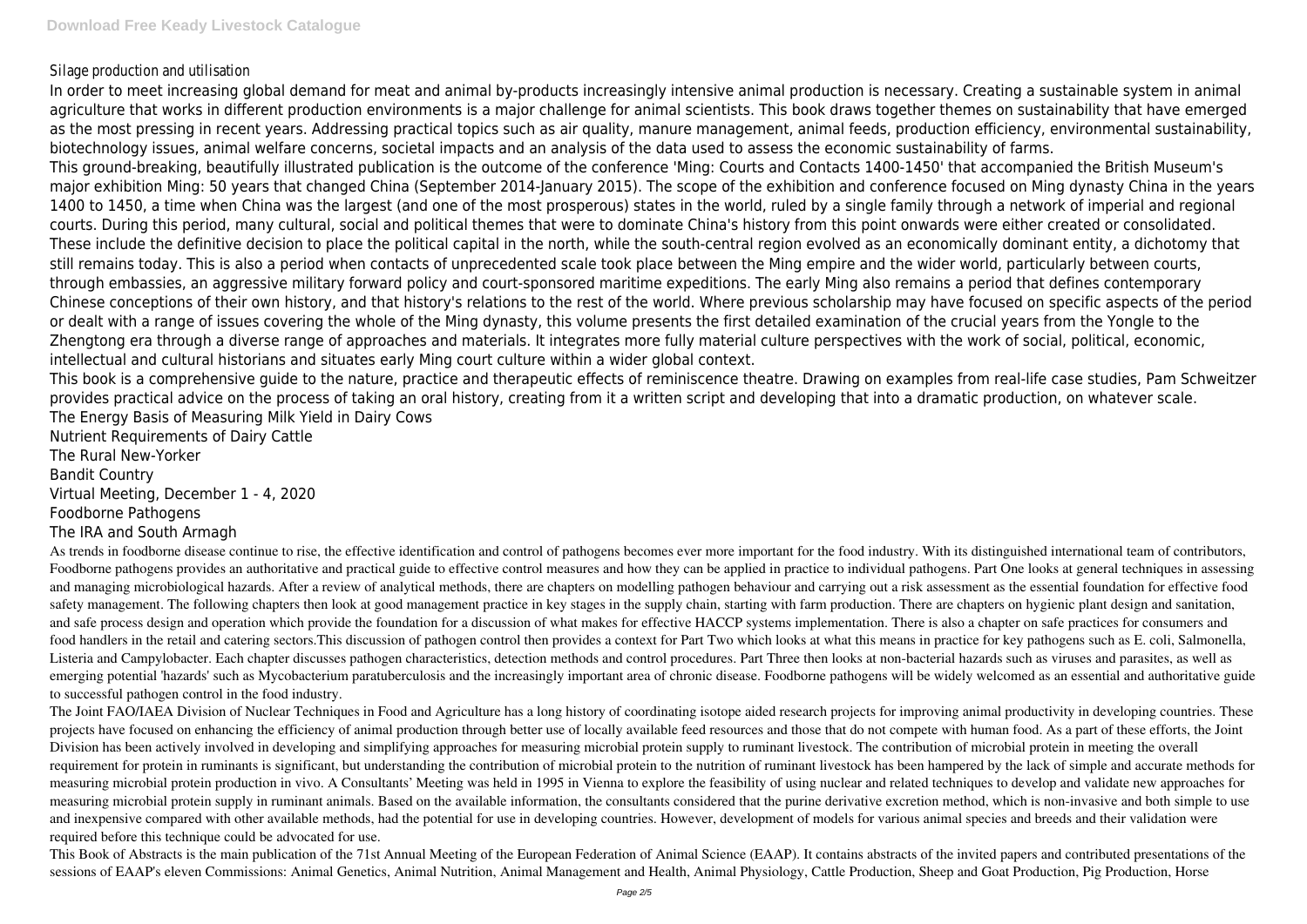Silage production and utilisation

In order to meet increasing global demand for meat and animal by-products increasingly intensive animal production is necessary. Creating a sustainable system in animal agriculture that works in different production environments is a major challenge for animal scientists. This book draws together themes on sustainability that have emerged as the most pressing in recent years. Addressing practical topics such as air quality, manure management, animal feeds, production efficiency, environmental sustainability, biotechnology issues, animal welfare concerns, societal impacts and an analysis of the data used to assess the economic sustainability of farms.

This ground-breaking, beautifully illustrated publication is the outcome of the conference 'Ming: Courts and Contacts 1400-1450' that accompanied the British Museum's major exhibition Ming: 50 years that changed China (September 2014-January 2015). The scope of the exhibition and conference focused on Ming dynasty China in the years 1400 to 1450, a time when China was the largest (and one of the most prosperous) states in the world, ruled by a single family through a network of imperial and regional courts. During this period, many cultural, social and political themes that were to dominate China's history from this point onwards were either created or consolidated. These include the definitive decision to place the political capital in the north, while the south-central region evolved as an economically dominant entity, a dichotomy that still remains today. This is also a period when contacts of unprecedented scale took place between the Ming empire and the wider world, particularly between courts, through embassies, an aggressive military forward policy and court-sponsored maritime expeditions. The early Ming also remains a period that defines contemporary Chinese conceptions of their own history, and that history's relations to the rest of the world. Where previous scholarship may have focused on specific aspects of the period or dealt with a range of issues covering the whole of the Ming dynasty, this volume presents the first detailed examination of the crucial years from the Yongle to the Zhengtong era through a diverse range of approaches and materials. It integrates more fully material culture perspectives with the work of social, political, economic, intellectual and cultural historians and situates early Ming court culture within a wider global context.

This book is a comprehensive guide to the nature, practice and therapeutic effects of reminiscence theatre. Drawing on examples from real-life case studies, Pam Schweitzer provides practical advice on the process of taking an oral history, creating from it a written script and developing that into a dramatic production, on whatever scale.

The Energy Basis of Measuring Milk Yield in Dairy Cows

Nutrient Requirements of Dairy Cattle

The Rural New-Yorker

Bandit Country

Virtual Meeting, December 1 - 4, 2020

Foodborne Pathogens

The IRA and South Armagh

As trends in foodborne disease continue to rise, the effective identification and control of pathogens becomes ever more important for the food industry. With its distinguished international team of contributors, Foodborne pathogens provides an authoritative and practical guide to effective control measures and how they can be applied in practice to individual pathogens. Part One looks at general techniques in assessing and managing microbiological hazards. After a review of analytical methods, there are chapters on modelling pathogen behaviour and carrying out a risk assessment as the essential foundation for effective food safety management. The following chapters then look at good management practice in key stages in the supply chain, starting with farm production. There are chapters on hygienic plant design and sanitation, and safe process design and operation which provide the foundation for a discussion of what makes for effective HACCP systems implementation. There is also a chapter on safe practices for consumers and food handlers in the retail and catering sectors.This discussion of pathogen control then provides a context for Part Two which looks at what this means in practice for key pathogens such as E. coli, Salmonella, Listeria and Campylobacter. Each chapter discusses pathogen characteristics, detection methods and control procedures. Part Three then looks at non-bacterial hazards such as viruses and parasites, as well as emerging potential 'hazards' such as Mycobacterium paratuberculosis and the increasingly important area of chronic disease. Foodborne pathogens will be widely welcomed as an essential and authoritative guide to successful pathogen control in the food industry.

The Joint FAO/IAEA Division of Nuclear Techniques in Food and Agriculture has a long history of coordinating isotope aided research projects for improving animal productivity in developing countries. These projects have focused on enhancing the efficiency of animal production through better use of locally available feed resources and those that do not compete with human food. As a part of these efforts, the Joint Division has been actively involved in developing and simplifying approaches for measuring microbial protein supply to ruminant livestock. The contribution of microbial protein in meeting the overall requirement for protein in ruminants is significant, but understanding the contribution of microbial protein to the nutrition of ruminant livestock has been hampered by the lack of simple and accurate methods for measuring microbial protein production in vivo. A Consultants' Meeting was held in 1995 in Vienna to explore the feasibility of using nuclear and related techniques to develop and validate new approaches for measuring microbial protein supply in ruminant animals. Based on the available information, the consultants considered that the purine derivative excretion method, which is non-invasive and both simple to use and inexpensive compared with other available methods, had the potential for use in developing countries. However, development of models for various animal species and breeds and their validation were required before this technique could be advocated for use.

This Book of Abstracts is the main publication of the 71st Annual Meeting of the European Federation of Animal Science (EAAP). It contains abstracts of the invited papers and contributed presentations of the sessions of EAAP's eleven Commissions: Animal Genetics, Animal Nutrition, Animal Management and Health, Animal Physiology, Cattle Production, Sheep and Goat Production, Pig Production, Horse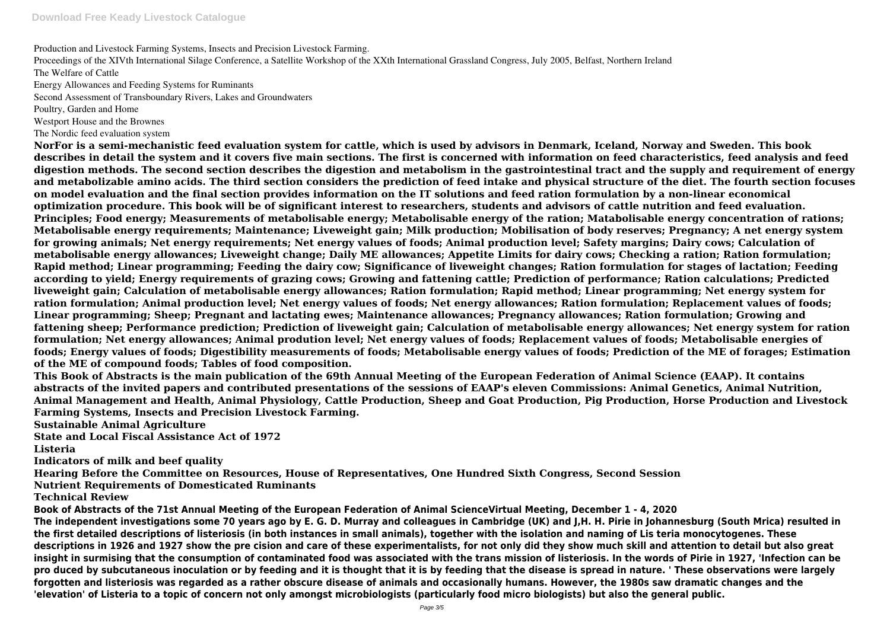Production and Livestock Farming Systems, Insects and Precision Livestock Farming.
Proceedings of the XIVth International Silage Conference, a Satellite Workshop of the XXth International Grassland Congress, July 2005, Belfast, Northern Ireland
The Welfare of Cattle
Energy Allowances and Feeding Systems for Ruminants
Second Assessment of Transboundary Rivers, Lakes and Groundwaters
Poultry, Garden and Home
Westport House and the Brownes
The Nordic feed evaluation system

**NorFor is a semi-mechanistic feed evaluation system for cattle, which is used by advisors in Denmark, Iceland, Norway and Sweden. This book describes in detail the system and it covers five main sections. The first is concerned with information on feed characteristics, feed analysis and feed digestion methods. The second section describes the digestion and metabolism in the gastrointestinal tract and the supply and requirement of energy and metabolizable amino acids. The third section considers the prediction of feed intake and physical structure of the diet. The fourth section focuses on model evaluation and the final section provides information on the IT solutions and feed ration formulation by a non-linear economical optimization procedure. This book will be of significant interest to researchers, students and advisors of cattle nutrition and feed evaluation.**

**Principles; Food energy; Measurements of metabolisable energy; Metabolisable energy of the ration; Matabolisable energy concentration of rations; Metabolisable energy requirements; Maintenance; Liveweight gain; Milk production; Mobilisation of body reserves; Pregnancy; A net energy system for growing animals; Net energy requirements; Net energy values of foods; Animal production level; Safety margins; Dairy cows; Calculation of metabolisable energy allowances; Liveweight change; Daily ME allowances; Appetite Limits for dairy cows; Checking a ration; Ration formulation; Rapid method; Linear programming; Feeding the dairy cow; Significance of liveweight changes; Ration formulation for stages of lactation; Feeding according to yield; Energy requirements of grazing cows; Growing and fattening cattle; Prediction of performance; Ration calculations; Predicted liveweight gain; Calculation of metabolisable energy allowances; Ration formulation; Rapid method; Linear programming; Net energy system for ration formulation; Animal production level; Net energy values of foods; Net energy allowances; Ration formulation; Replacement values of foods; Linear programming; Sheep; Pregnant and lactating ewes; Maintenance allowances; Pregnancy allowances; Ration formulation; Growing and fattening sheep; Performance prediction; Prediction of liveweight gain; Calculation of metabolisable energy allowances; Net energy system for ration formulation; Net energy allowances; Animal prodution level; Net energy values of foods; Replacement values of foods; Metabolisable energies of foods; Energy values of foods; Digestibility measurements of foods; Metabolisable energy values of foods; Prediction of the ME of forages; Estimation of the ME of compound foods; Tables of food composition.**

**This Book of Abstracts is the main publication of the 69th Annual Meeting of the European Federation of Animal Science (EAAP). It contains abstracts of the invited papers and contributed presentations of the sessions of EAAP's eleven Commissions: Animal Genetics, Animal Nutrition, Animal Management and Health, Animal Physiology, Cattle Production, Sheep and Goat Production, Pig Production, Horse Production and Livestock Farming Systems, Insects and Precision Livestock Farming.**

**Sustainable Animal Agriculture**
**State and Local Fiscal Assistance Act of 1972**
**Listeria**
**Indicators of milk and beef quality**
**Hearing Before the Committee on Resources, House of Representatives, One Hundred Sixth Congress, Second Session**
**Nutrient Requirements of Domesticated Ruminants**
**Technical Review**
**Book of Abstracts of the 71st Annual Meeting of the European Federation of Animal ScienceVirtual Meeting, December 1 - 4, 2020**

**The independent investigations some 70 years ago by E. G. D. Murray and colleagues in Cambridge (UK) and J,H. H. Pirie in Johannesburg (South Mrica) resulted in the first detailed descriptions of listeriosis (in both instances in small animals), together with the isolation and naming of Lis teria monocytogenes. These descriptions in 1926 and 1927 show the pre cision and care of these experimentalists, for not only did they show much skill and attention to detail but also great insight in surmising that the consumption of contaminated food was associated with the trans mission of listeriosis. In the words of Pirie in 1927, 'Infection can be pro duced by subcutaneous inoculation or by feeding and it is thought that it is by feeding that the disease is spread in nature. ' These observations were largely forgotten and listeriosis was regarded as a rather obscure disease of animals and occasionally humans. However, the 1980s saw dramatic changes and the 'elevation' of Listeria to a topic of concern not only amongst microbiologists (particularly food micro biologists) but also the general public.**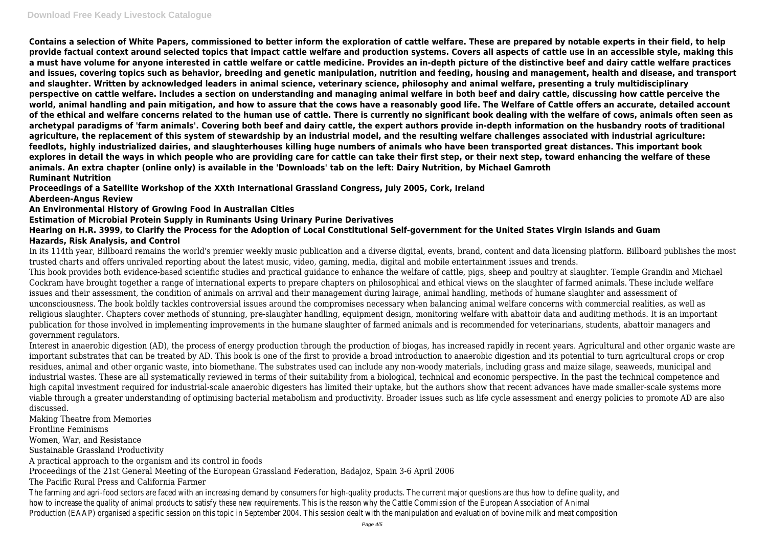**Contains a selection of White Papers, commissioned to better inform the exploration of cattle welfare. These are prepared by notable experts in their field, to help provide factual context around selected topics that impact cattle welfare and production systems. Covers all aspects of cattle use in an accessible style, making this a must have volume for anyone interested in cattle welfare or cattle medicine. Provides an in-depth picture of the distinctive beef and dairy cattle welfare practices and issues, covering topics such as behavior, breeding and genetic manipulation, nutrition and feeding, housing and management, health and disease, and transport and slaughter. Written by acknowledged leaders in animal science, veterinary science, philosophy and animal welfare, presenting a truly multidisciplinary perspective on cattle welfare. Includes a section on understanding and managing animal welfare in both beef and dairy cattle, discussing how cattle perceive the world, animal handling and pain mitigation, and how to assure that the cows have a reasonably good life. The Welfare of Cattle offers an accurate, detailed account of the ethical and welfare concerns related to the human use of cattle. There is currently no significant book dealing with the welfare of cows, animals often seen as archetypal paradigms of 'farm animals'. Covering both beef and dairy cattle, the expert authors provide in-depth information on the husbandry roots of traditional agriculture, the replacement of this system of stewardship by an industrial model, and the resulting welfare challenges associated with industrial agriculture: feedlots, highly industrialized dairies, and slaughterhouses killing huge numbers of animals who have been transported great distances. This important book explores in detail the ways in which people who are providing care for cattle can take their first step, or their next step, toward enhancing the welfare of these animals. An extra chapter (online only) is available in the 'Downloads' tab on the left: Dairy Nutrition, by Michael Gamroth**

**Ruminant Nutrition**

**Proceedings of a Satellite Workshop of the XXth International Grassland Congress, July 2005, Cork, Ireland**

**Aberdeen-Angus Review**

**An Environmental History of Growing Food in Australian Cities**

**Estimation of Microbial Protein Supply in Ruminants Using Urinary Purine Derivatives**

**Hearing on H.R. 3999, to Clarify the Process for the Adoption of Local Constitutional Self-government for the United States Virgin Islands and Guam**

**Hazards, Risk Analysis, and Control**

In its 114th year, Billboard remains the world's premier weekly music publication and a diverse digital, events, brand, content and data licensing platform. Billboard publishes the most trusted charts and offers unrivaled reporting about the latest music, video, gaming, media, digital and mobile entertainment issues and trends.

This book provides both evidence-based scientific studies and practical guidance to enhance the welfare of cattle, pigs, sheep and poultry at slaughter. Temple Grandin and Michael Cockram have brought together a range of international experts to prepare chapters on philosophical and ethical views on the slaughter of farmed animals. These include welfare issues and their assessment, the condition of animals on arrival and their management during lairage, animal handling, methods of humane slaughter and assessment of unconsciousness. The book boldly tackles controversial issues around the compromises necessary when balancing animal welfare concerns with commercial realities, as well as religious slaughter. Chapters cover methods of stunning, pre-slaughter handling, equipment design, monitoring welfare with abattoir data and auditing methods. It is an important publication for those involved in implementing improvements in the humane slaughter of farmed animals and is recommended for veterinarians, students, abattoir managers and government regulators.

Interest in anaerobic digestion (AD), the process of energy production through the production of biogas, has increased rapidly in recent years. Agricultural and other organic waste are important substrates that can be treated by AD. This book is one of the first to provide a broad introduction to anaerobic digestion and its potential to turn agricultural crops or crop residues, animal and other organic waste, into biomethane. The substrates used can include any non-woody materials, including grass and maize silage, seaweeds, municipal and industrial wastes. These are all systematically reviewed in terms of their suitability from a biological, technical and economic perspective. In the past the technical competence and high capital investment required for industrial-scale anaerobic digesters has limited their uptake, but the authors show that recent advances have made smaller-scale systems more viable through a greater understanding of optimising bacterial metabolism and productivity. Broader issues such as life cycle assessment and energy policies to promote AD are also discussed.

Making Theatre from Memories

Frontline Feminisms

Women, War, and Resistance

Sustainable Grassland Productivity

A practical approach to the organism and its control in foods

Proceedings of the 21st General Meeting of the European Grassland Federation, Badajoz, Spain 3-6 April 2006

The Pacific Rural Press and California Farmer

The farming and agri-food sectors are faced with an increasing demand by consumers for high-quality products. The current major questions are thus how to define quality, and how to increase the quality of animal products to satisfy these new requirements. This is the reason why the Cattle Commission of the European Association of Animal Production (EAAP) organised a specific session on this topic in September 2004. This session dealt with the manipulation and evaluation of bovine milk and meat composition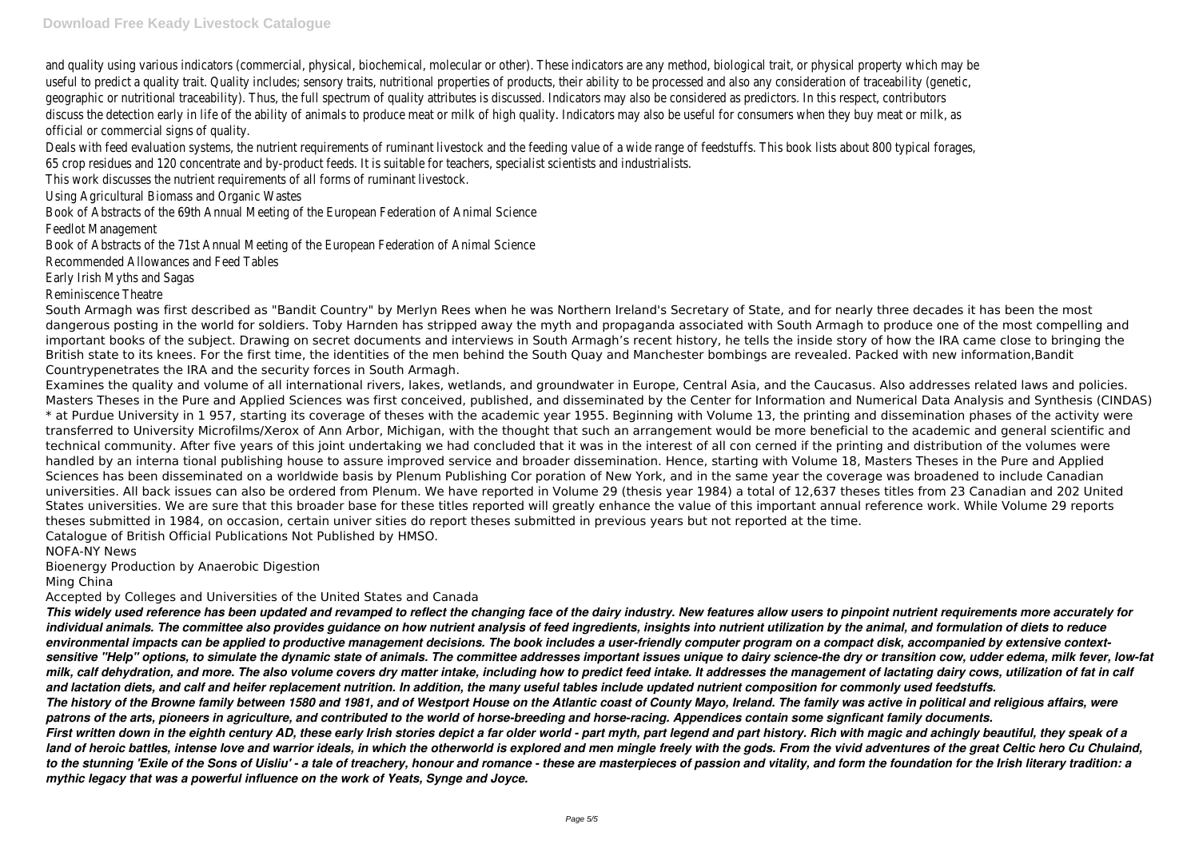and quality using various indicators (commercial, physical, biochemical, molecular or other). These indicators are any method, biological trait, or physical property which may be useful to predict a quality trait. Quality includes; sensory traits, nutritional properties of products, their ability to be processed and also any consideration of traceability (genetic, geographic or nutritional traceability). Thus, the full spectrum of quality attributes is discussed. Indicators may also be considered as predictors. In this respect, contributors discuss the detection early in life of the ability of animals to produce meat or milk of high quality. Indicators may also be useful for consumers when they buy meat or milk, as official or commercial signs of quality.

Deals with feed evaluation systems, the nutrient requirements of ruminant livestock and the feeding value of a wide range of feedstuffs. This book lists about 800 typical forages, 65 crop residues and 120 concentrate and by-product feeds. It is suitable for teachers, specialist scientists and industrialists.

This work discusses the nutrient requirements of all forms of ruminant livestock.

Using Agricultural Biomass and Organic Wastes

Book of Abstracts of the 69th Annual Meeting of the European Federation of Animal Science

Feedlot Management

Book of Abstracts of the 71st Annual Meeting of the European Federation of Animal Science

Recommended Allowances and Feed Tables

Early Irish Myths and Sagas

Reminiscence Theatre

South Armagh was first described as "Bandit Country" by Merlyn Rees when he was Northern Ireland's Secretary of State, and for nearly three decades it has been the most dangerous posting in the world for soldiers. Toby Harnden has stripped away the myth and propaganda associated with South Armagh to produce one of the most compelling and important books of the subject. Drawing on secret documents and interviews in South Armagh's recent history, he tells the inside story of how the IRA came close to bringing the British state to its knees. For the first time, the identities of the men behind the South Quay and Manchester bombings are revealed. Packed with new information,Bandit Countrypenetrates the IRA and the security forces in South Armagh.

Examines the quality and volume of all international rivers, lakes, wetlands, and groundwater in Europe, Central Asia, and the Caucasus. Also addresses related laws and policies.

Masters Theses in the Pure and Applied Sciences was first conceived, published, and disseminated by the Center for Information and Numerical Data Analysis and Synthesis (CINDAS) * at Purdue University in 1 957, starting its coverage of theses with the academic year 1955. Beginning with Volume 13, the printing and dissemination phases of the activity were transferred to University Microfilms/Xerox of Ann Arbor, Michigan, with the thought that such an arrangement would be more beneficial to the academic and general scientific and technical community. After five years of this joint undertaking we had concluded that it was in the interest of all con cerned if the printing and distribution of the volumes were handled by an interna tional publishing house to assure improved service and broader dissemination. Hence, starting with Volume 18, Masters Theses in the Pure and Applied Sciences has been disseminated on a worldwide basis by Plenum Publishing Cor poration of New York, and in the same year the coverage was broadened to include Canadian universities. All back issues can also be ordered from Plenum. We have reported in Volume 29 (thesis year 1984) a total of 12,637 theses titles from 23 Canadian and 202 United States universities. We are sure that this broader base for these titles reported will greatly enhance the value of this important annual reference work. While Volume 29 reports theses submitted in 1984, on occasion, certain univer sities do report theses submitted in previous years but not reported at the time.

Catalogue of British Official Publications Not Published by HMSO.

NOFA-NY News

Bioenergy Production by Anaerobic Digestion

Ming China

Accepted by Colleges and Universities of the United States and Canada

***This widely used reference has been updated and revamped to reflect the changing face of the dairy industry. New features allow users to pinpoint nutrient requirements more accurately for individual animals. The committee also provides guidance on how nutrient analysis of feed ingredients, insights into nutrient utilization by the animal, and formulation of diets to reduce environmental impacts can be applied to productive management decisions. The book includes a user-friendly computer program on a compact disk, accompanied by extensive context-sensitive "Help" options, to simulate the dynamic state of animals. The committee addresses important issues unique to dairy science-the dry or transition cow, udder edema, milk fever, low-fat milk, calf dehydration, and more. The also volume covers dry matter intake, including how to predict feed intake. It addresses the management of lactating dairy cows, utilization of fat in calf and lactation diets, and calf and heifer replacement nutrition. In addition, the many useful tables include updated nutrient composition for commonly used feedstuffs.***

***The history of the Browne family between 1580 and 1981, and of Westport House on the Atlantic coast of County Mayo, Ireland. The family was active in political and religious affairs, were patrons of the arts, pioneers in agriculture, and contributed to the world of horse-breeding and horse-racing. Appendices contain some signficant family documents.***

***First written down in the eighth century AD, these early Irish stories depict a far older world - part myth, part legend and part history. Rich with magic and achingly beautiful, they speak of a land of heroic battles, intense love and warrior ideals, in which the otherworld is explored and men mingle freely with the gods. From the vivid adventures of the great Celtic hero Cu Chulaind, to the stunning 'Exile of the Sons of Uisliu' - a tale of treachery, honour and romance - these are masterpieces of passion and vitality, and form the foundation for the Irish literary tradition: a mythic legacy that was a powerful influence on the work of Yeats, Synge and Joyce.***